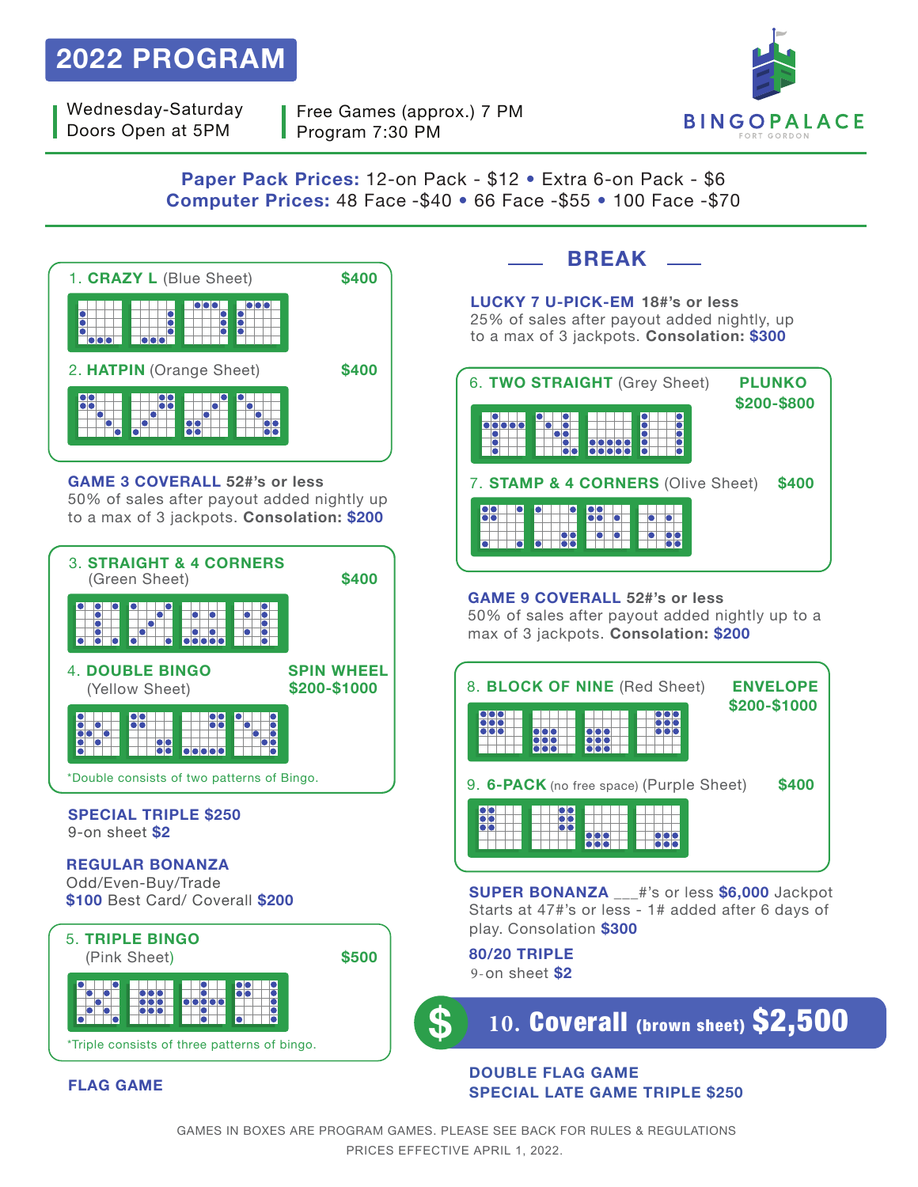# 2022 PROGRAM

Wednesday-Saturday
Doors Open at 5PM

Free Games (approx.) 7 PM
Program 7:30 PM

BINGO PALACE
FORT GORDON

**Paper Pack Prices:** 12-on Pack - $12 • Extra 6-on Pack - $6
**Computer Prices:** 48 Face -$40 • 66 Face -$55 • 100 Face -$70

1. **CRAZY L** (Blue Sheet) **$400**

2. **HATPIN** (Orange Sheet) **$400**

**GAME 3 COVERALL 52#'s or less**
50% of sales after payout added nightly up to a max of 3 jackpots. **Consolation: $200**

3. **STRAIGHT & 4 CORNERS** (Green Sheet) **$400**

4. **DOUBLE BINGO** (Yellow Sheet) **SPIN WHEEL $200-$1000**

*Double consists of two patterns of Bingo.

**SPECIAL TRIPLE $250**
9-on sheet **$2**

**REGULAR BONANZA**
Odd/Even-Buy/Trade
**$100** Best Card/ Coverall **$200**

5. **TRIPLE BINGO** (Pink Sheet) **$500**

*Triple consists of three patterns of bingo.

**FLAG GAME**

## BREAK

**LUCKY 7 U-PICK-EM 18#'s or less**
25% of sales after payout added nightly, up to a max of 3 jackpots. **Consolation: $300**

6. **TWO STRAIGHT** (Grey Sheet) **PLUNKO $200-$800**

7. **STAMP & 4 CORNERS** (Olive Sheet) **$400**

**GAME 9 COVERALL 52#'s or less**
50% of sales after payout added nightly up to a max of 3 jackpots. **Consolation: $200**

8. **BLOCK OF NINE** (Red Sheet) **ENVELOPE $200-$1000**

9. **6-PACK** (no free space) (Purple Sheet) **$400**

**SUPER BONANZA** ___#'s or less **$6,000** Jackpot
Starts at 47#'s or less - 1# added after 6 days of play. Consolation **$300**

**80/20 TRIPLE**
9-on sheet **$2**

**10. Coverall (brown sheet) $2,500**

**DOUBLE FLAG GAME**
**SPECIAL LATE GAME TRIPLE $250**

GAMES IN BOXES ARE PROGRAM GAMES. PLEASE SEE BACK FOR RULES & REGULATIONS
PRICES EFFECTIVE APRIL 1, 2022.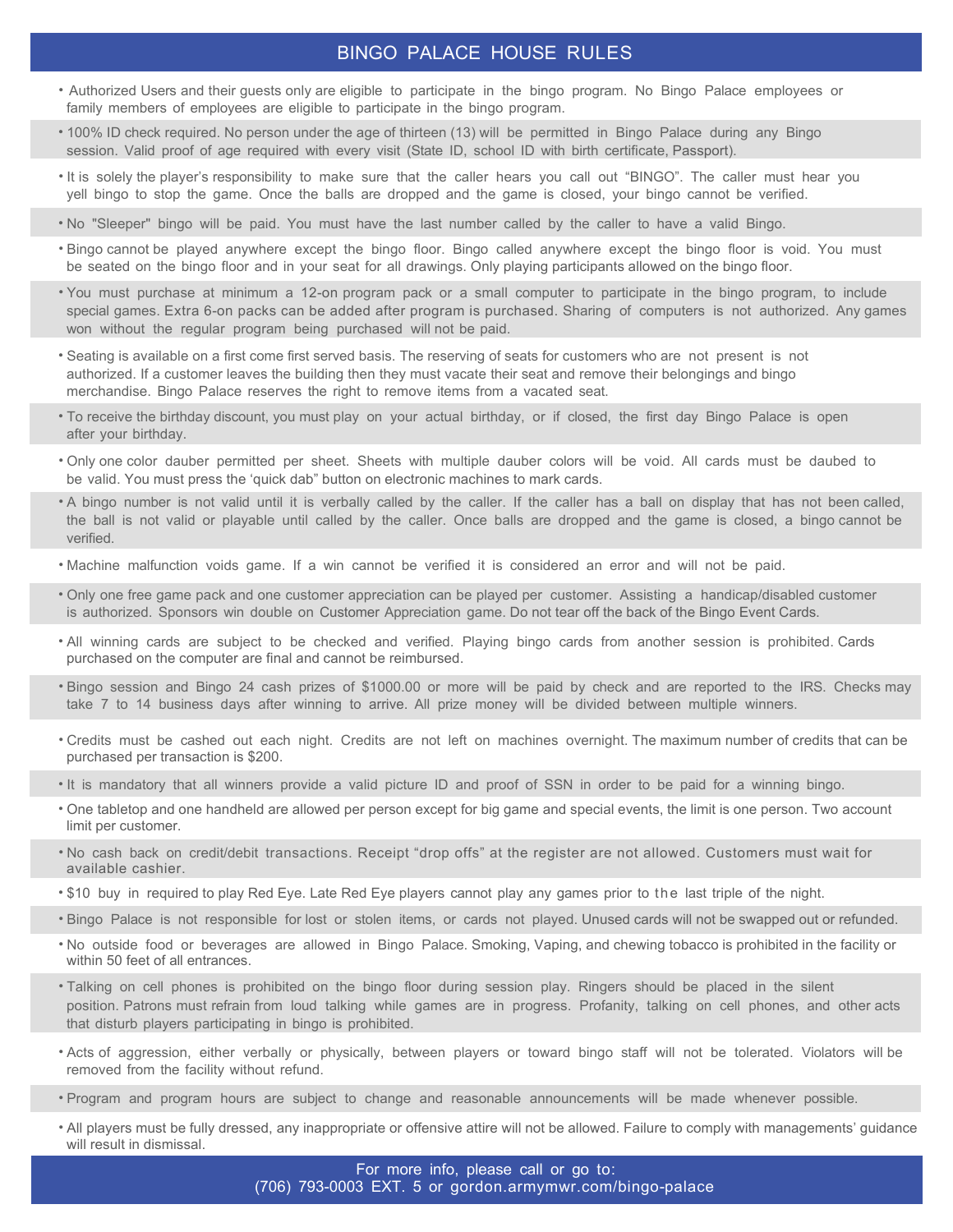# BINGO PALACE HOUSE RULES

- Authorized Users and their guests only are eligible to participate in the bingo program. No Bingo Palace employees or family members of employees are eligible to participate in the bingo program.
- 100% ID check required. No person under the age of thirteen (13) will be permitted in Bingo Palace during any Bingo session. Valid proof of age required with every visit (State ID, school ID with birth certificate, Passport).
- It is solely the player's responsibility to make sure that the caller hears you call out "BINGO". The caller must hear you yell bingo to stop the game. Once the balls are dropped and the game is closed, your bingo cannot be verified.
- No "Sleeper" bingo will be paid. You must have the last number called by the caller to have a valid Bingo.
- Bingo cannot be played anywhere except the bingo floor. Bingo called anywhere except the bingo floor is void. You must be seated on the bingo floor and in your seat for all drawings. Only playing participants allowed on the bingo floor.
- You must purchase at minimum a 12-on program pack or a small computer to participate in the bingo program, to include special games. Extra 6-on packs can be added after program is purchased. Sharing of computers is not authorized. Any games won without the regular program being purchased will not be paid.
- Seating is available on a first come first served basis. The reserving of seats for customers who are not present is not authorized. If a customer leaves the building then they must vacate their seat and remove their belongings and bingo merchandise. Bingo Palace reserves the right to remove items from a vacated seat.
- To receive the birthday discount, you must play on your actual birthday, or if closed, the first day Bingo Palace is open after your birthday.
- Only one color dauber permitted per sheet. Sheets with multiple dauber colors will be void. All cards must be daubed to be valid. You must press the 'quick dab" button on electronic machines to mark cards.
- A bingo number is not valid until it is verbally called by the caller. If the caller has a ball on display that has not been called, the ball is not valid or playable until called by the caller. Once balls are dropped and the game is closed, a bingo cannot be verified.
- Machine malfunction voids game. If a win cannot be verified it is considered an error and will not be paid.
- Only one free game pack and one customer appreciation can be played per customer. Assisting a handicap/disabled customer is authorized. Sponsors win double on Customer Appreciation game. Do not tear off the back of the Bingo Event Cards.
- All winning cards are subject to be checked and verified. Playing bingo cards from another session is prohibited. Cards purchased on the computer are final and cannot be reimbursed.
- Bingo session and Bingo 24 cash prizes of $1000.00 or more will be paid by check and are reported to the IRS. Checks may take 7 to 14 business days after winning to arrive. All prize money will be divided between multiple winners.
- Credits must be cashed out each night. Credits are not left on machines overnight. The maximum number of credits that can be purchased per transaction is $200.
- It is mandatory that all winners provide a valid picture ID and proof of SSN in order to be paid for a winning bingo.
- One tabletop and one handheld are allowed per person except for big game and special events, the limit is one person. Two account limit per customer.
- No cash back on credit/debit transactions. Receipt "drop offs" at the register are not allowed. Customers must wait for available cashier.
- $10 buy in required to play Red Eye. Late Red Eye players cannot play any games prior to the last triple of the night.
- Bingo Palace is not responsible for lost or stolen items, or cards not played. Unused cards will not be swapped out or refunded.
- No outside food or beverages are allowed in Bingo Palace. Smoking, Vaping, and chewing tobacco is prohibited in the facility or within 50 feet of all entrances.
- Talking on cell phones is prohibited on the bingo floor during session play. Ringers should be placed in the silent position. Patrons must refrain from loud talking while games are in progress. Profanity, talking on cell phones, and other acts that disturb players participating in bingo is prohibited.
- Acts of aggression, either verbally or physically, between players or toward bingo staff will not be tolerated. Violators will be removed from the facility without refund.
- Program and program hours are subject to change and reasonable announcements will be made whenever possible.
- All players must be fully dressed, any inappropriate or offensive attire will not be allowed. Failure to comply with managements' guidance will result in dismissal.

For more info, please call or go to:
(706) 793-0003 EXT. 5 or gordon.armymwr.com/bingo-palace